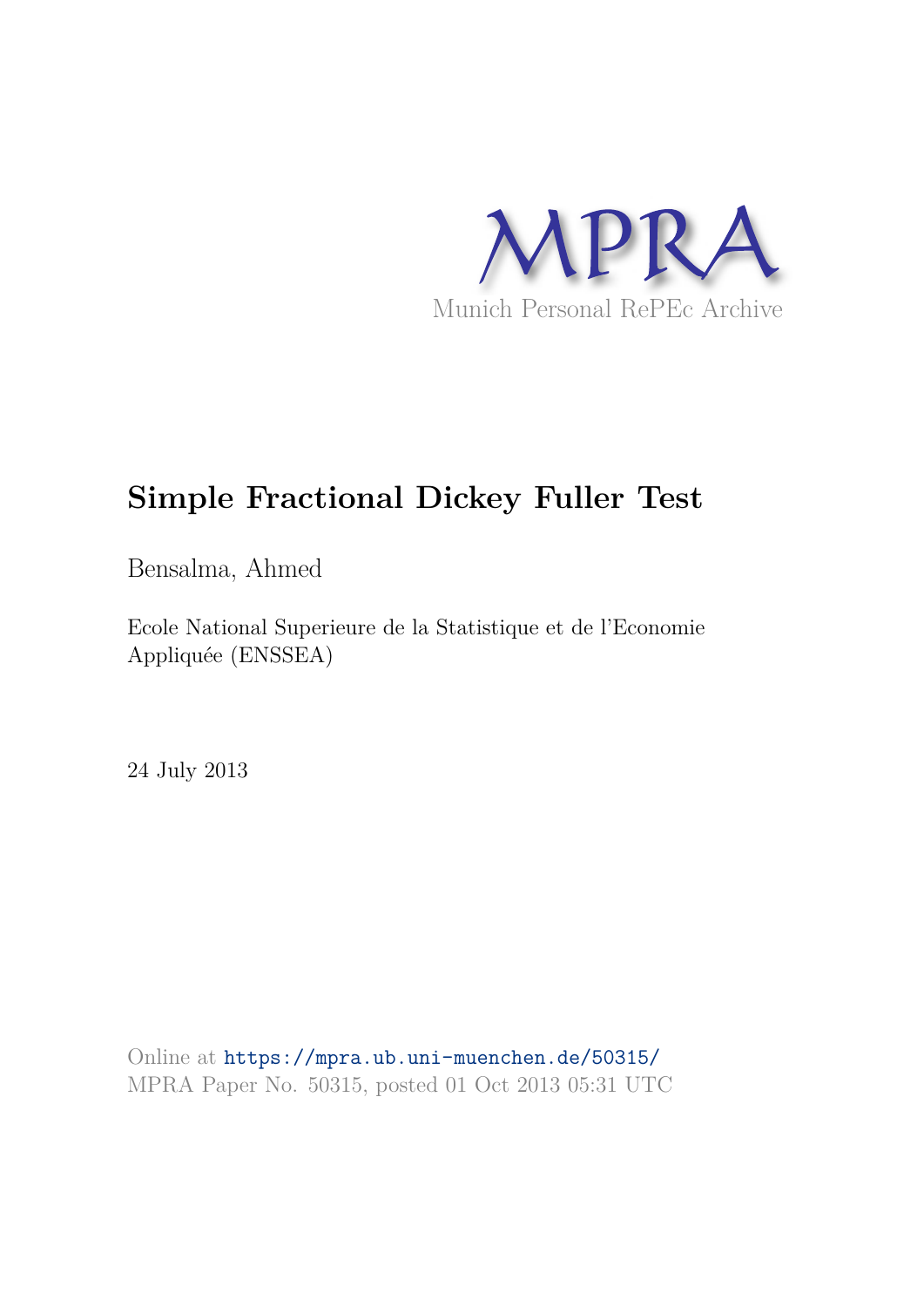MPRA

Munich Personal RePEc Archive

# Simple Fractional Dickey Fuller Test

Bensalma, Ahmed

Ecole National Superieure de la Statistique et de l'Economie Appliquée (ENSSEA)

24 July 2013

Online at https://mpra.ub.uni-muenchen.de/50315/
MPRA Paper No. 50315, posted 01 Oct 2013 05:31 UTC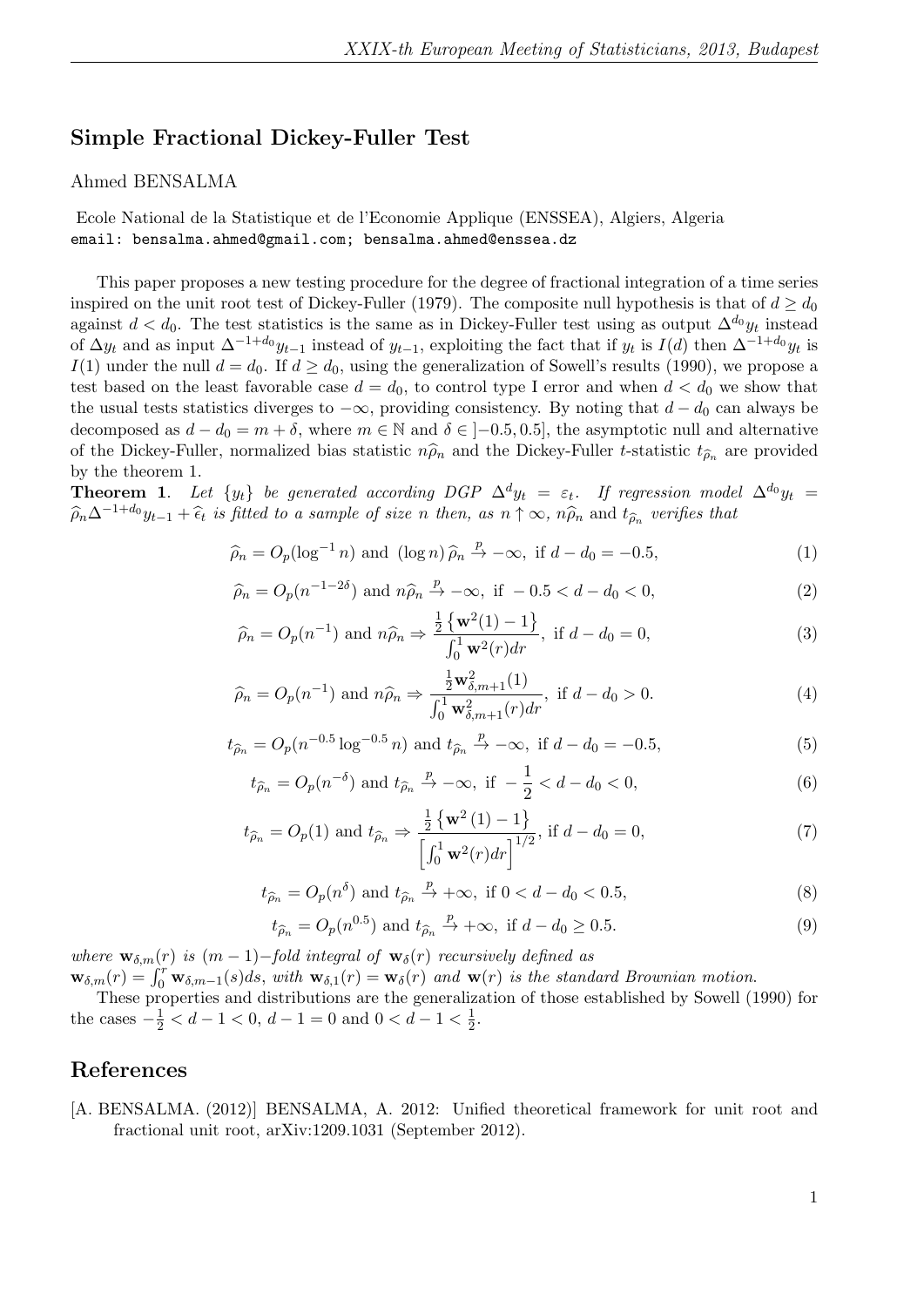## Simple Fractional Dickey-Fuller Test

Ahmed BENSALMA

Ecole National de la Statistique et de l'Economie Applique (ENSSEA), Algiers, Algeria
email: bensalma.ahmed@gmail.com; bensalma.ahmed@enssea.dz

This paper proposes a new testing procedure for the degree of fractional integration of a time series inspired on the unit root test of Dickey-Fuller (1979). The composite null hypothesis is that of $d \geq d_0$ against $d < d_0$. The test statistics is the same as in Dickey-Fuller test using as output $\Delta^{d_0} y_t$ instead of $\Delta y_t$ and as input $\Delta^{-1+d_0} y_{t-1}$ instead of $y_{t-1}$, exploiting the fact that if $y_t$ is $I(d)$ then $\Delta^{-1+d_0} y_t$ is $I(1)$ under the null $d = d_0$. If $d \geq d_0$, using the generalization of Sowell's results (1990), we propose a test based on the least favorable case $d = d_0$, to control type I error and when $d < d_0$ we show that the usual tests statistics diverges to $-\infty$, providing consistency. By noting that $d - d_0$ can always be decomposed as $d - d_0 = m + \delta$, where $m \in \mathbb{N}$ and $\delta \in ]-0.5, 0.5]$, the asymptotic null and alternative of the Dickey-Fuller, normalized bias statistic $n\widehat{\rho}_n$ and the Dickey-Fuller $t$-statistic $t_{\widehat{\rho}_n}$ are provided by the theorem 1.

**Theorem 1**. *Let $\{y_t\}$ be generated according DGP $\Delta^d y_t = \varepsilon_t$. If regression model $\Delta^{d_0} y_t = \widehat{\rho}_n \Delta^{-1+d_0} y_{t-1} + \widehat{\epsilon}_t$ is fitted to a sample of size $n$ then, as $n \uparrow \infty$, $n\widehat{\rho}_n$ and $t_{\widehat{\rho}_n}$ verifies that*

$$\widehat{\rho}_n = O_p(\log^{-1} n) \text{ and } (\log n)\,\widehat{\rho}_n \xrightarrow{p} -\infty, \text{ if } d - d_0 = -0.5, \tag{1}$$

$$\widehat{\rho}_n = O_p(n^{-1-2\delta}) \text{ and } n\widehat{\rho}_n \xrightarrow{p} -\infty, \text{ if } -0.5 < d - d_0 < 0, \tag{2}$$

$$\widehat{\rho}_n = O_p(n^{-1}) \text{ and } n\widehat{\rho}_n \Rightarrow \frac{\frac{1}{2}\left\{\mathbf{w}^2(1) - 1\right\}}{\int_0^1 \mathbf{w}^2(r)dr}, \text{ if } d - d_0 = 0, \tag{3}$$

$$\widehat{\rho}_n = O_p(n^{-1}) \text{ and } n\widehat{\rho}_n \Rightarrow \frac{\frac{1}{2}\mathbf{w}^2_{\delta,m+1}(1)}{\int_0^1 \mathbf{w}^2_{\delta,m+1}(r)dr}, \text{ if } d - d_0 > 0. \tag{4}$$

$$t_{\widehat{\rho}_n} = O_p(n^{-0.5}\log^{-0.5} n) \text{ and } t_{\widehat{\rho}_n} \xrightarrow{p} -\infty, \text{ if } d - d_0 = -0.5, \tag{5}$$

$$t_{\widehat{\rho}_n} = O_p(n^{-\delta}) \text{ and } t_{\widehat{\rho}_n} \xrightarrow{p} -\infty, \text{ if } -\frac{1}{2} < d - d_0 < 0, \tag{6}$$

$$t_{\widehat{\rho}_n} = O_p(1) \text{ and } t_{\widehat{\rho}_n} \Rightarrow \frac{\frac{1}{2}\left\{\mathbf{w}^2(1) - 1\right\}}{\left[\int_0^1 \mathbf{w}^2(r)dr\right]^{1/2}}, \text{ if } d - d_0 = 0, \tag{7}$$

$$t_{\widehat{\rho}_n} = O_p(n^{\delta}) \text{ and } t_{\widehat{\rho}_n} \xrightarrow{p} +\infty, \text{ if } 0 < d - d_0 < 0.5, \tag{8}$$

$$t_{\widehat{\rho}_n} = O_p(n^{0.5}) \text{ and } t_{\widehat{\rho}_n} \xrightarrow{p} +\infty, \text{ if } d - d_0 \geq 0.5. \tag{9}$$

*where $\mathbf{w}_{\delta,m}(r)$ is $(m-1)$–fold integral of $\mathbf{w}_{\delta}(r)$ recursively defined as $\mathbf{w}_{\delta,m}(r) = \int_0^r \mathbf{w}_{\delta,m-1}(s)ds$, with $\mathbf{w}_{\delta,1}(r) = \mathbf{w}_{\delta}(r)$ and $\mathbf{w}(r)$ is the standard Brownian motion.*

These properties and distributions are the generalization of those established by Sowell (1990) for the cases $-\frac{1}{2} < d - 1 < 0$, $d - 1 = 0$ and $0 < d - 1 < \frac{1}{2}$.

## References

[A. BENSALMA. (2012)] BENSALMA, A. 2012: Unified theoretical framework for unit root and fractional unit root, arXiv:1209.1031 (September 2012).